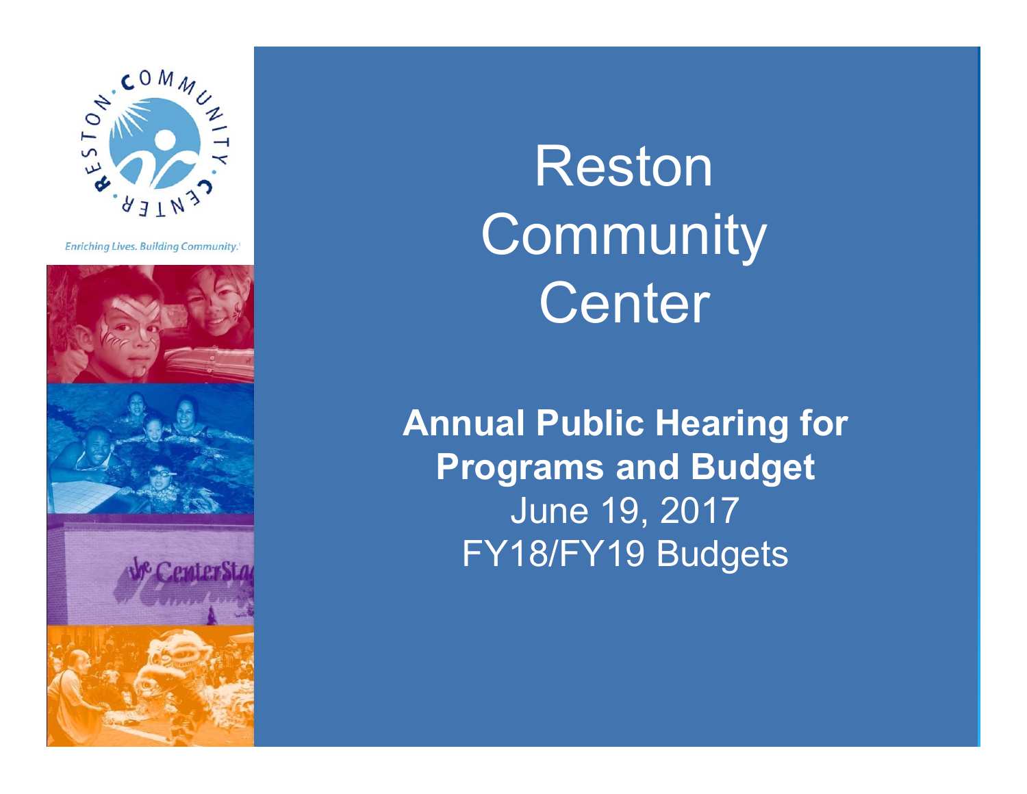Enriching Lives. Building Community.

# Reston Community Center

**Annual Public Hearing for Programs and Budget**

June 19, 2017

FY18/FY19 Budgets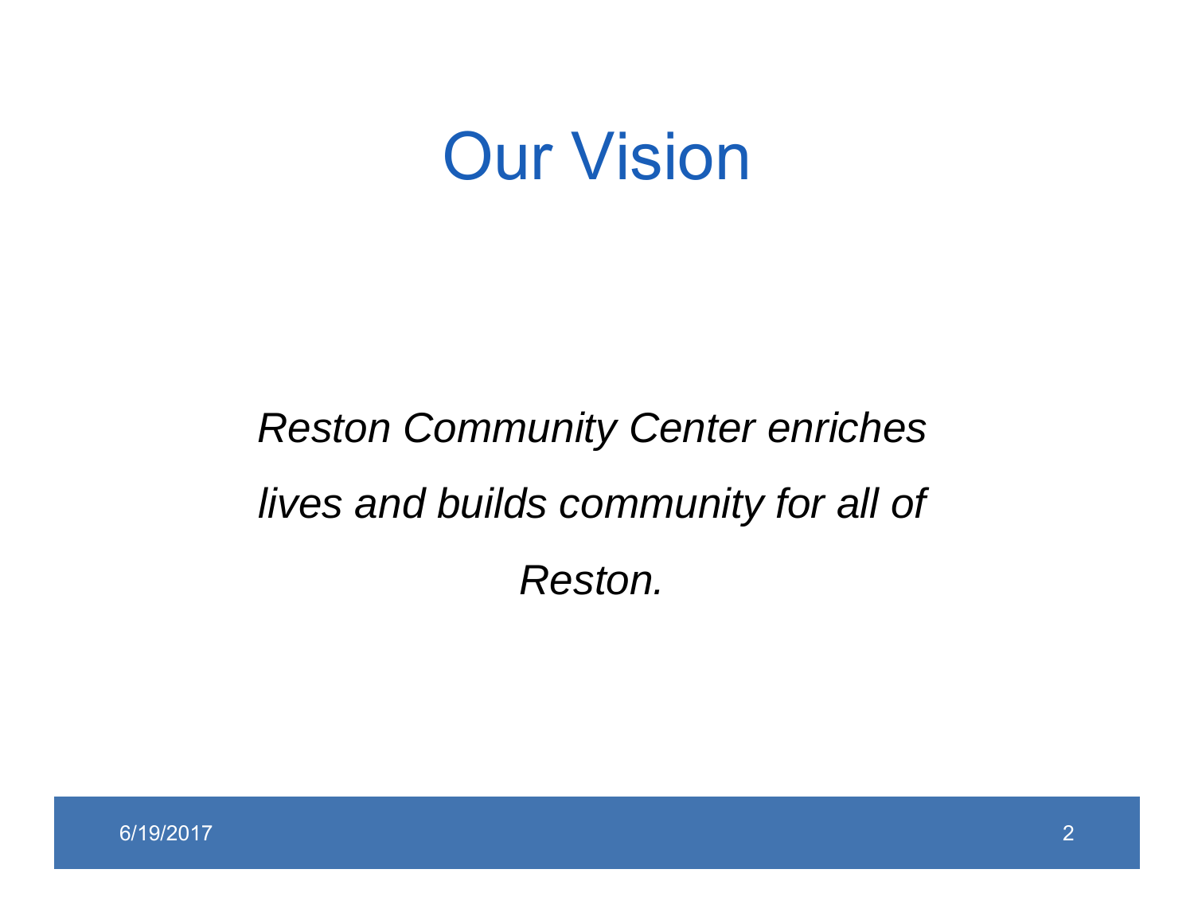# Our Vision

*Reston Community Center enriches lives and builds community for all of Reston.*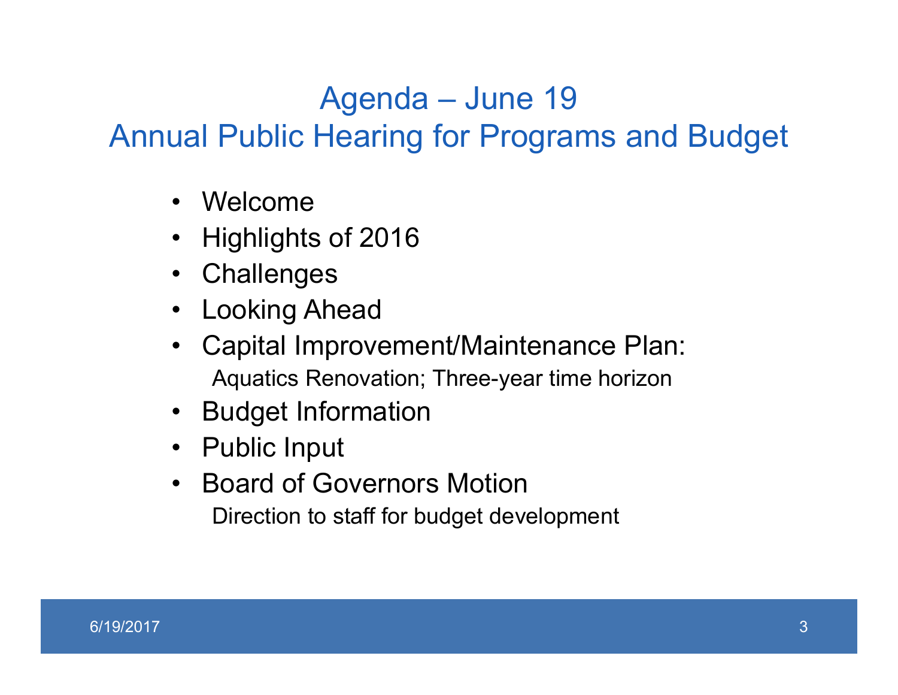# Agenda – June 19
## Annual Public Hearing for Programs and Budget

- Welcome
- Highlights of 2016
- Challenges
- Looking Ahead
- Capital Improvement/Maintenance Plan:
  Aquatics Renovation; Three-year time horizon
- Budget Information
- Public Input
- Board of Governors Motion
  Direction to staff for budget development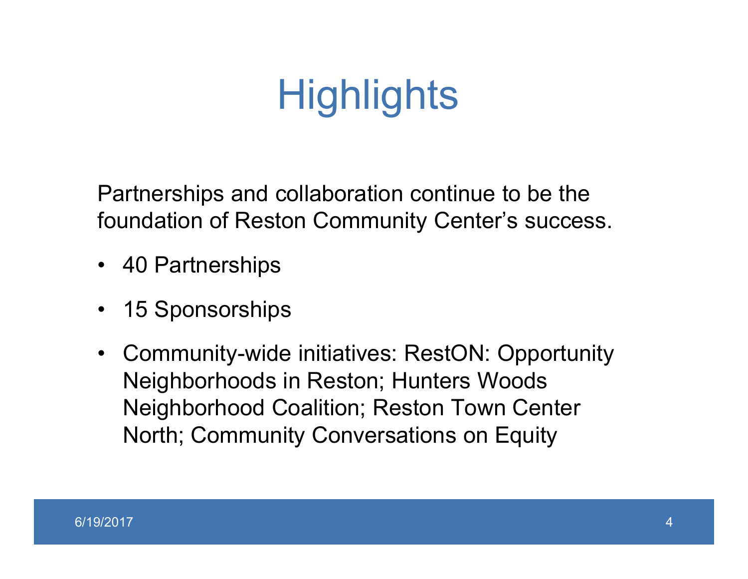# Highlights

Partnerships and collaboration continue to be the foundation of Reston Community Center's success.

- 40 Partnerships
- 15 Sponsorships
- Community-wide initiatives: RestON: Opportunity Neighborhoods in Reston; Hunters Woods Neighborhood Coalition; Reston Town Center North; Community Conversations on Equity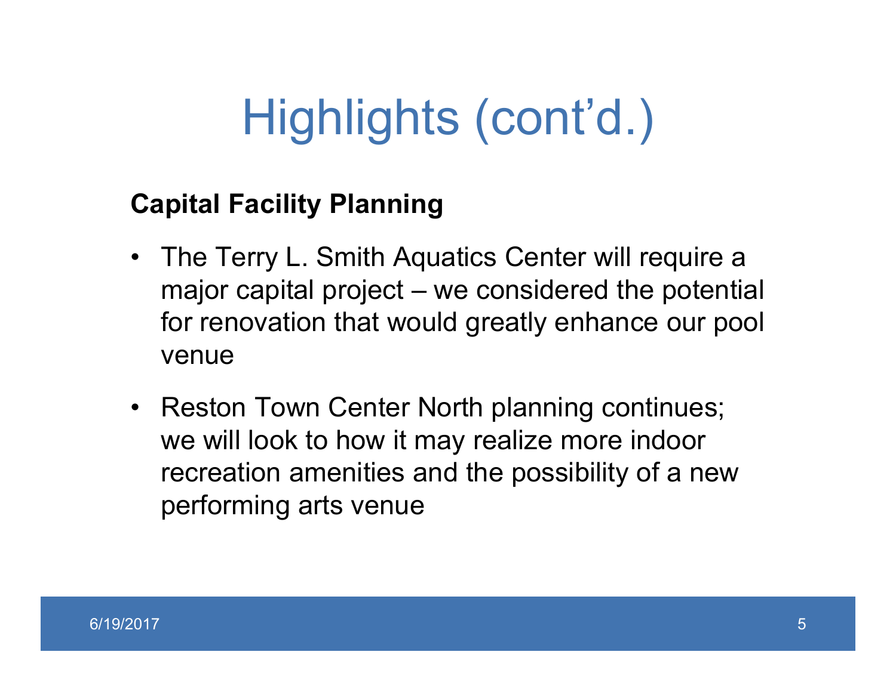# Highlights (cont'd.)

**Capital Facility Planning**

- The Terry L. Smith Aquatics Center will require a major capital project – we considered the potential for renovation that would greatly enhance our pool venue
- Reston Town Center North planning continues; we will look to how it may realize more indoor recreation amenities and the possibility of a new performing arts venue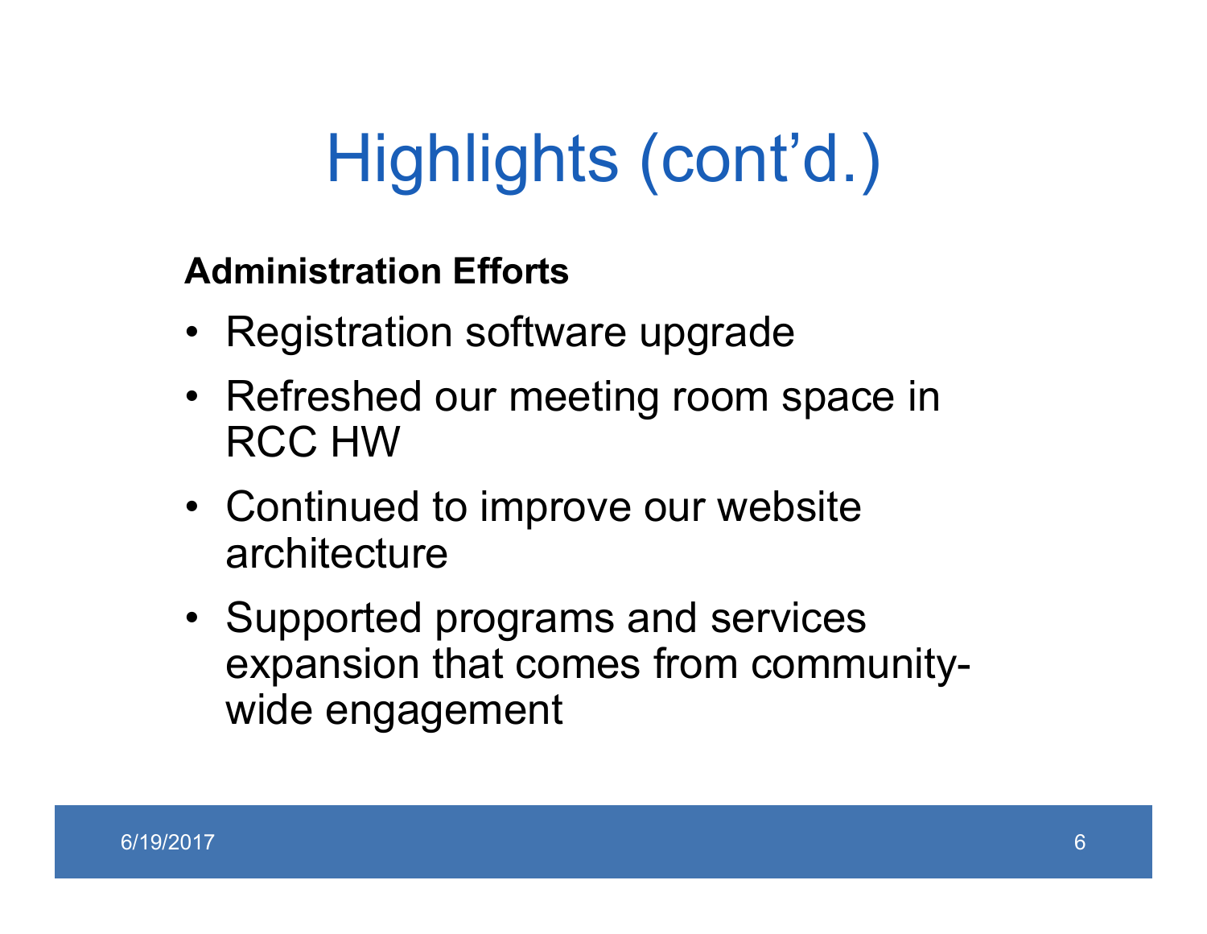# Highlights (cont'd.)

**Administration Efforts**

- Registration software upgrade
- Refreshed our meeting room space in RCC HW
- Continued to improve our website architecture
- Supported programs and services expansion that comes from community-wide engagement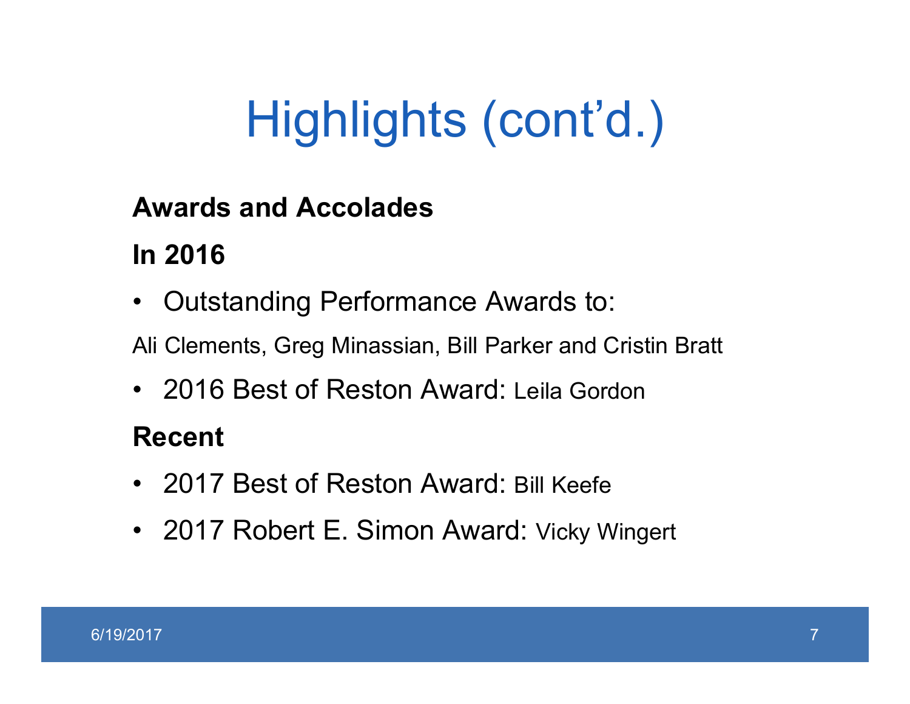# Highlights (cont'd.)

**Awards and Accolades**

**In 2016**

- Outstanding Performance Awards to:

Ali Clements, Greg Minassian, Bill Parker and Cristin Bratt

- 2016 Best of Reston Award: Leila Gordon

**Recent**

- 2017 Best of Reston Award: Bill Keefe
- 2017 Robert E. Simon Award: Vicky Wingert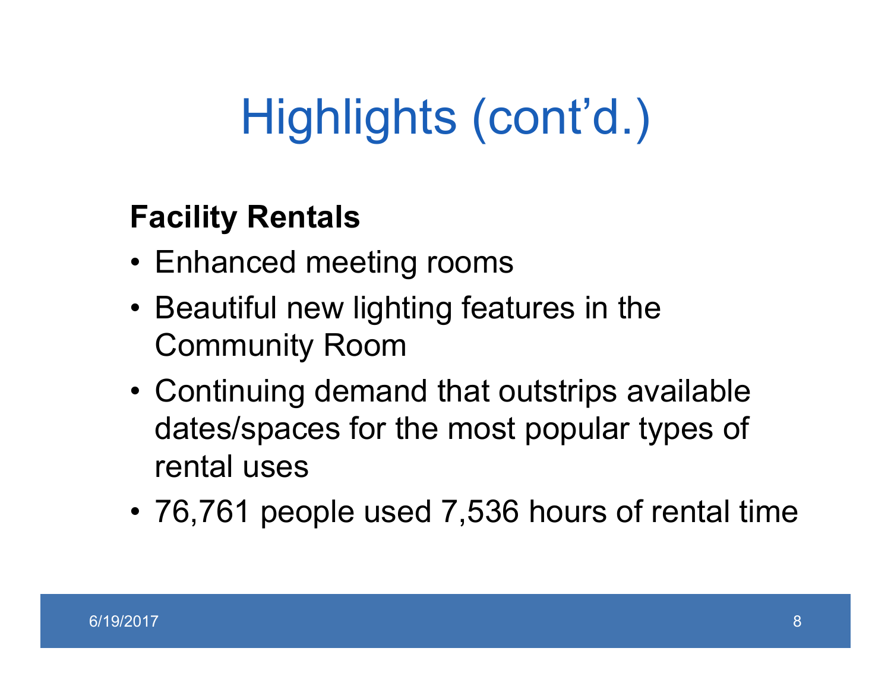# Highlights (cont'd.)

**Facility Rentals**

- Enhanced meeting rooms
- Beautiful new lighting features in the Community Room
- Continuing demand that outstrips available dates/spaces for the most popular types of rental uses
- 76,761 people used 7,536 hours of rental time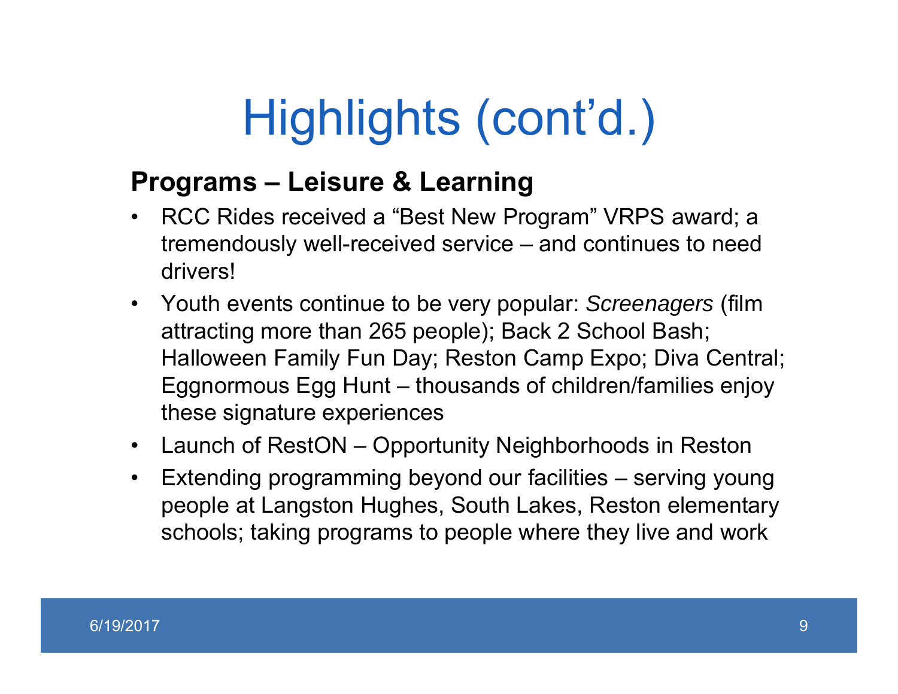# Highlights (cont'd.)

**Programs – Leisure & Learning**

- RCC Rides received a "Best New Program" VRPS award; a tremendously well-received service – and continues to need drivers!
- Youth events continue to be very popular: *Screenagers* (film attracting more than 265 people); Back 2 School Bash; Halloween Family Fun Day; Reston Camp Expo; Diva Central; Eggnormous Egg Hunt – thousands of children/families enjoy these signature experiences
- Launch of RestON – Opportunity Neighborhoods in Reston
- Extending programming beyond our facilities – serving young people at Langston Hughes, South Lakes, Reston elementary schools; taking programs to people where they live and work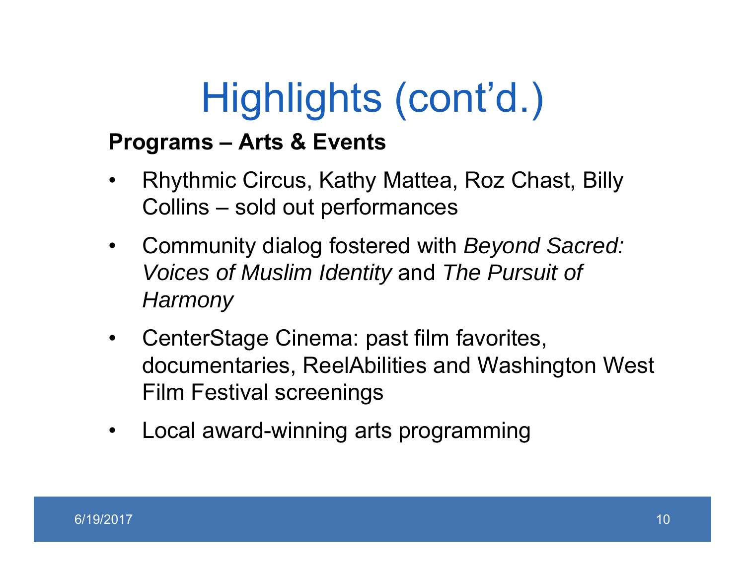# Highlights (cont'd.)

**Programs – Arts & Events**

- Rhythmic Circus, Kathy Mattea, Roz Chast, Billy Collins – sold out performances
- Community dialog fostered with *Beyond Sacred: Voices of Muslim Identity* and *The Pursuit of Harmony*
- CenterStage Cinema: past film favorites, documentaries, ReelAbilities and Washington West Film Festival screenings
- Local award-winning arts programming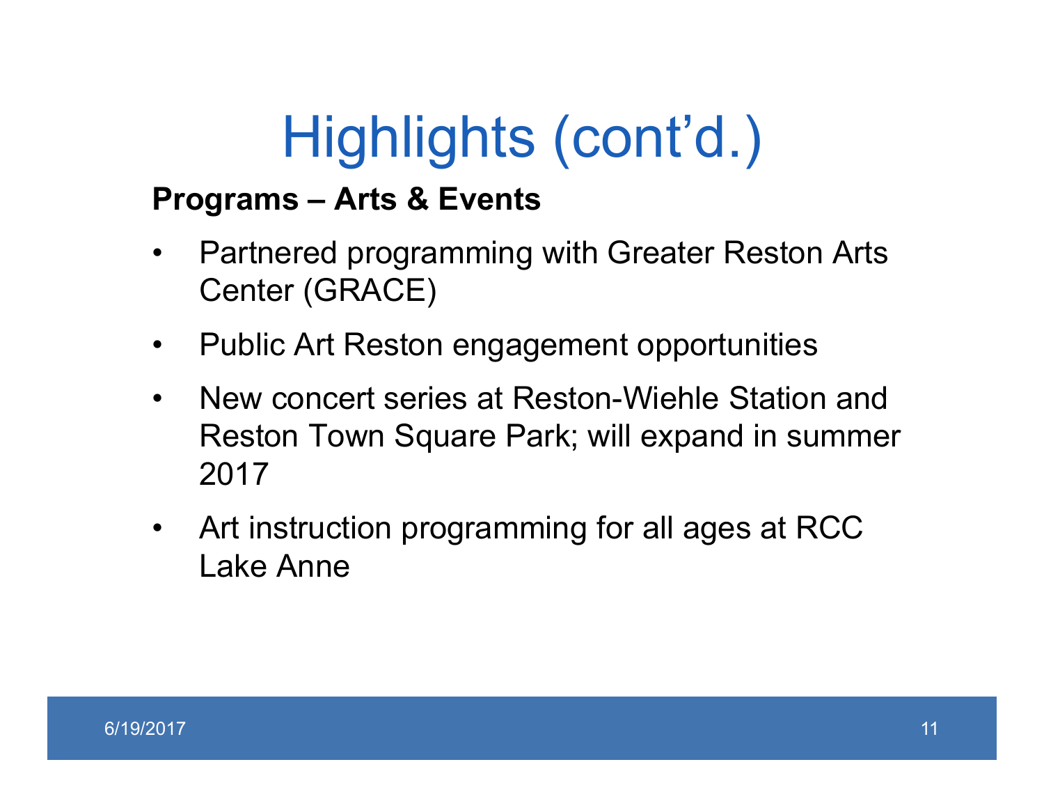# Highlights (cont'd.)

**Programs – Arts & Events**

- Partnered programming with Greater Reston Arts Center (GRACE)
- Public Art Reston engagement opportunities
- New concert series at Reston-Wiehle Station and Reston Town Square Park; will expand in summer 2017
- Art instruction programming for all ages at RCC Lake Anne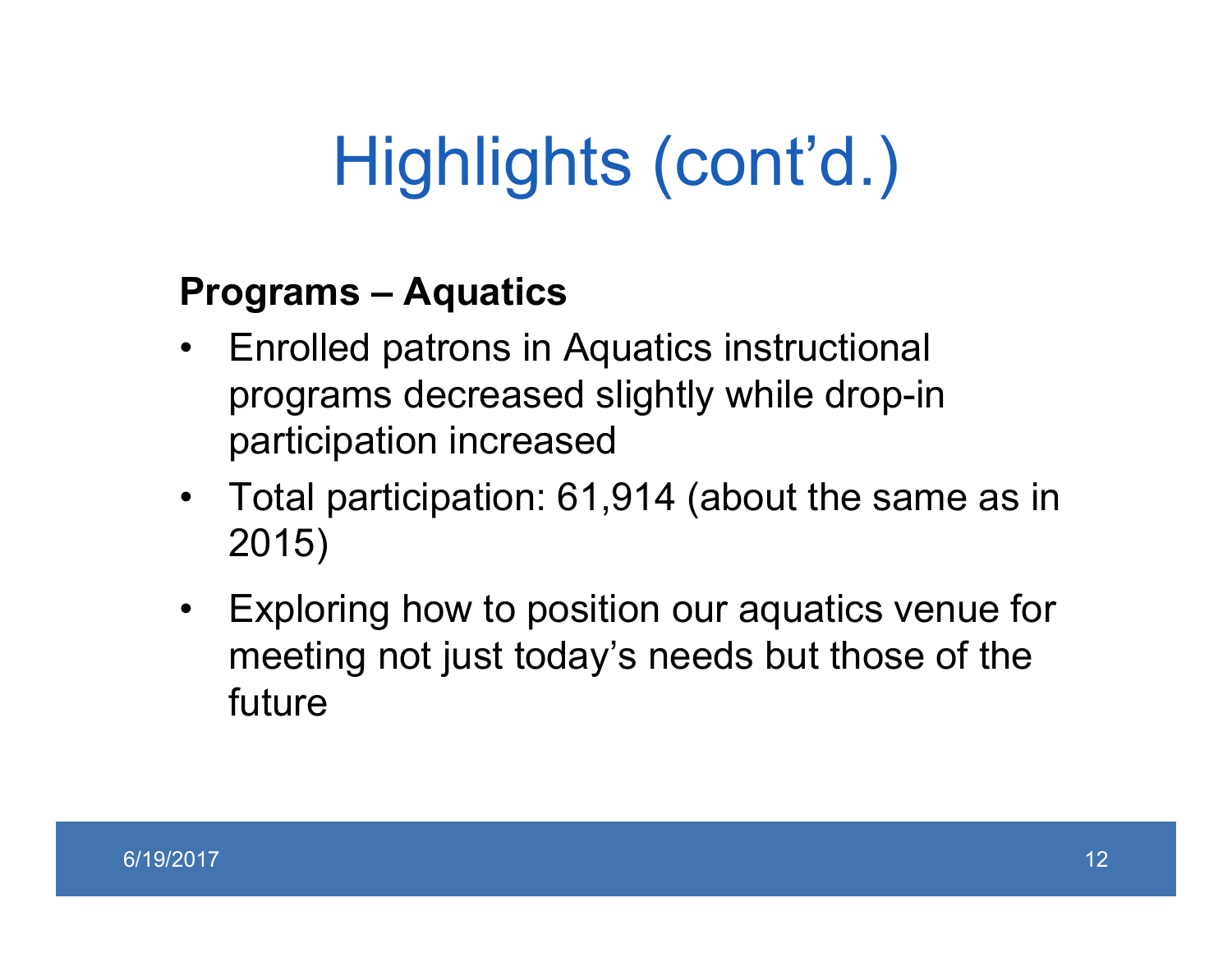# Highlights (cont'd.)

**Programs – Aquatics**

- Enrolled patrons in Aquatics instructional programs decreased slightly while drop-in participation increased
- Total participation: 61,914 (about the same as in 2015)
- Exploring how to position our aquatics venue for meeting not just today's needs but those of the future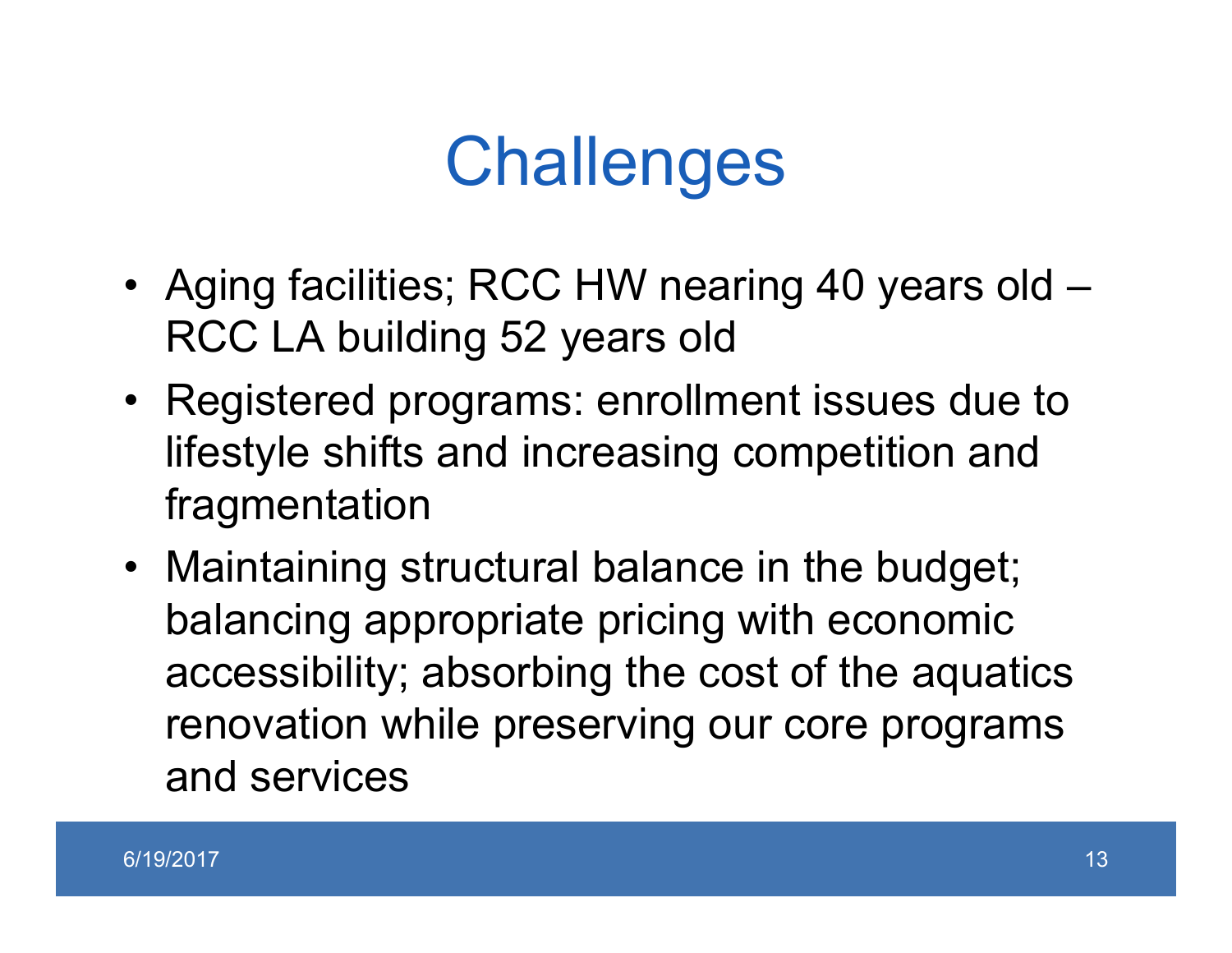# Challenges

- Aging facilities; RCC HW nearing 40 years old – RCC LA building 52 years old
- Registered programs: enrollment issues due to lifestyle shifts and increasing competition and fragmentation
- Maintaining structural balance in the budget; balancing appropriate pricing with economic accessibility; absorbing the cost of the aquatics renovation while preserving our core programs and services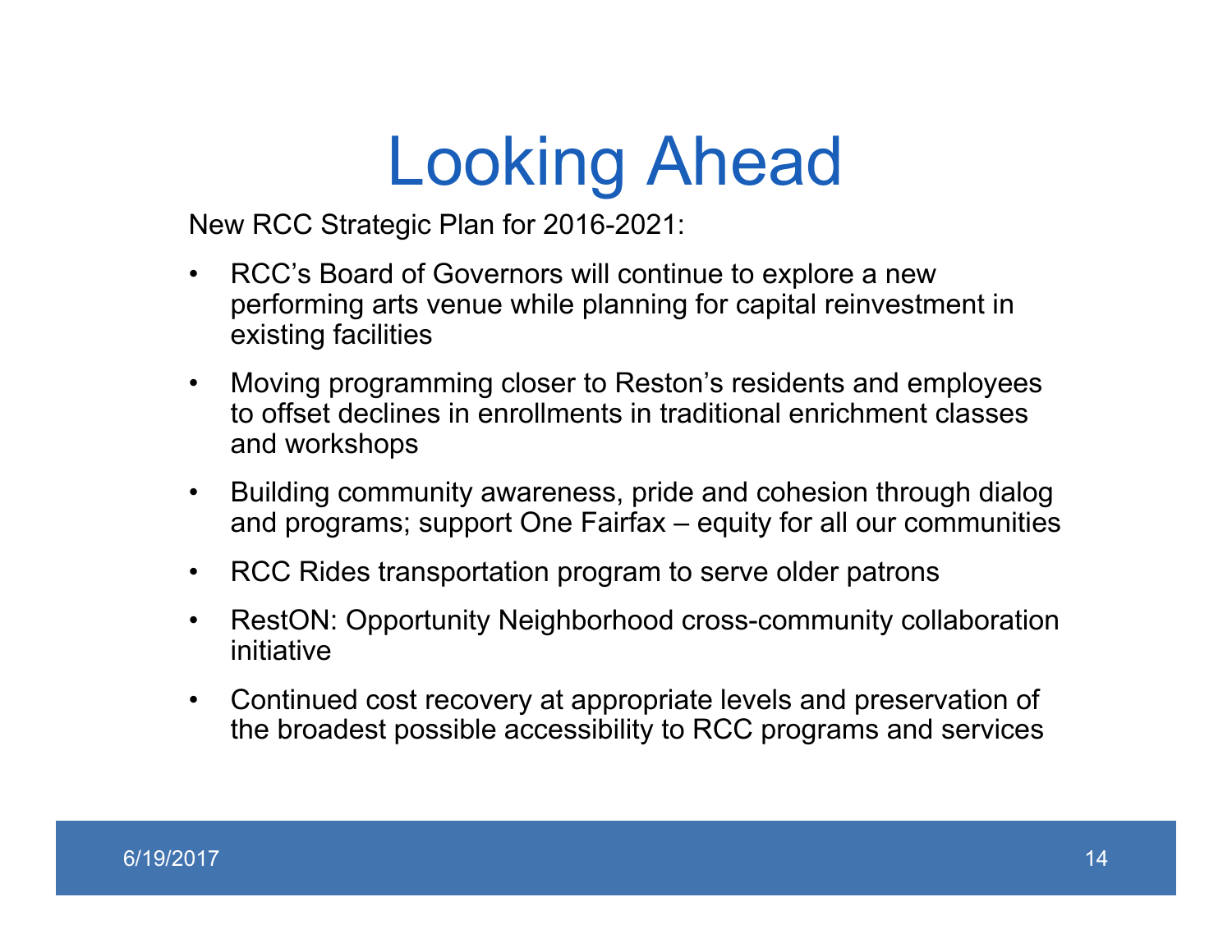# Looking Ahead

New RCC Strategic Plan for 2016-2021:

- RCC's Board of Governors will continue to explore a new performing arts venue while planning for capital reinvestment in existing facilities
- Moving programming closer to Reston's residents and employees to offset declines in enrollments in traditional enrichment classes and workshops
- Building community awareness, pride and cohesion through dialog and programs; support One Fairfax – equity for all our communities
- RCC Rides transportation program to serve older patrons
- RestON: Opportunity Neighborhood cross-community collaboration initiative
- Continued cost recovery at appropriate levels and preservation of the broadest possible accessibility to RCC programs and services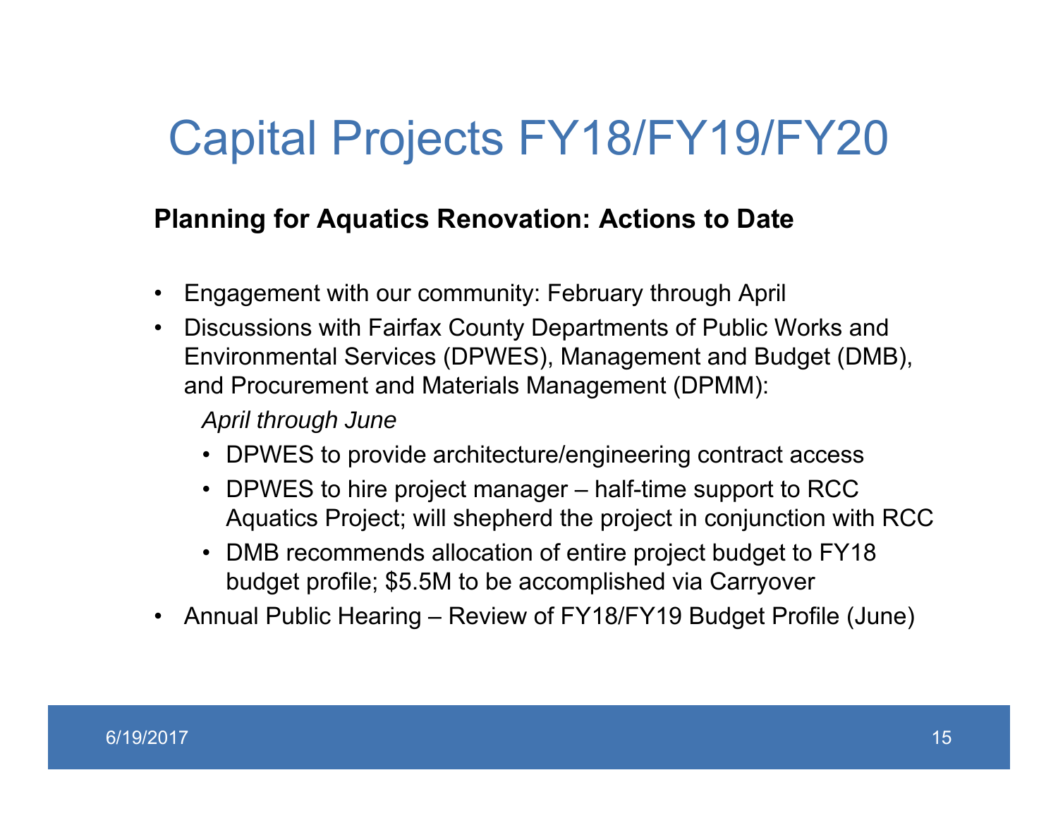# Capital Projects FY18/FY19/FY20

**Planning for Aquatics Renovation: Actions to Date**

- Engagement with our community: February through April
- Discussions with Fairfax County Departments of Public Works and Environmental Services (DPWES), Management and Budget (DMB), and Procurement and Materials Management (DPMM):

  *April through June*

  - DPWES to provide architecture/engineering contract access
  - DPWES to hire project manager – half-time support to RCC Aquatics Project; will shepherd the project in conjunction with RCC
  - DMB recommends allocation of entire project budget to FY18 budget profile; $5.5M to be accomplished via Carryover
- Annual Public Hearing – Review of FY18/FY19 Budget Profile (June)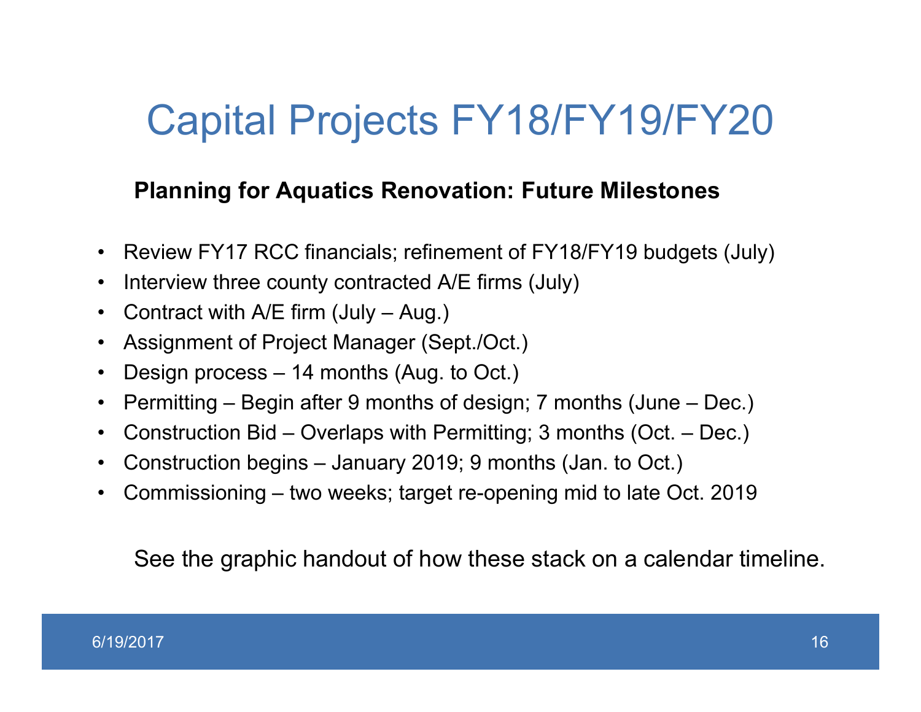# Capital Projects FY18/FY19/FY20

**Planning for Aquatics Renovation: Future Milestones**

- Review FY17 RCC financials; refinement of FY18/FY19 budgets (July)
- Interview three county contracted A/E firms (July)
- Contract with A/E firm (July – Aug.)
- Assignment of Project Manager (Sept./Oct.)
- Design process – 14 months (Aug. to Oct.)
- Permitting – Begin after 9 months of design; 7 months (June – Dec.)
- Construction Bid – Overlaps with Permitting; 3 months (Oct. – Dec.)
- Construction begins – January 2019; 9 months (Jan. to Oct.)
- Commissioning – two weeks; target re-opening mid to late Oct. 2019

See the graphic handout of how these stack on a calendar timeline.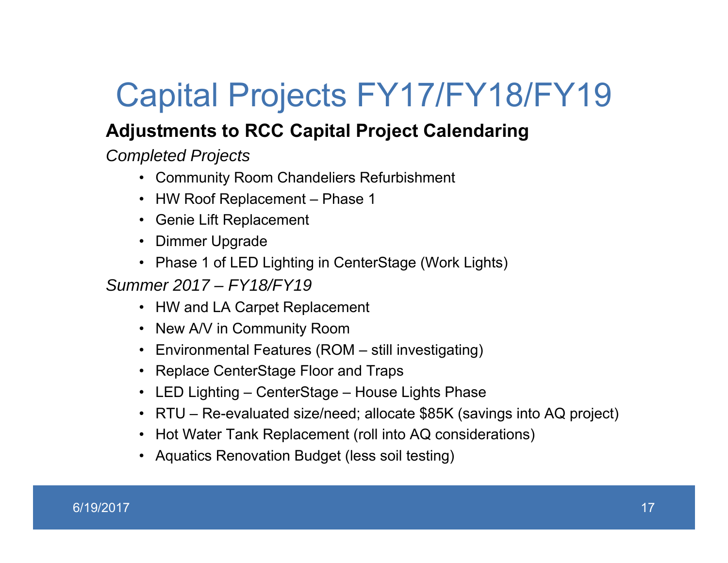# Capital Projects FY17/FY18/FY19

**Adjustments to RCC Capital Project Calendaring**

*Completed Projects*

- Community Room Chandeliers Refurbishment
- HW Roof Replacement – Phase 1
- Genie Lift Replacement
- Dimmer Upgrade
- Phase 1 of LED Lighting in CenterStage (Work Lights)

*Summer 2017 – FY18/FY19*

- HW and LA Carpet Replacement
- New A/V in Community Room
- Environmental Features (ROM – still investigating)
- Replace CenterStage Floor and Traps
- LED Lighting – CenterStage – House Lights Phase
- RTU – Re-evaluated size/need; allocate $85K (savings into AQ project)
- Hot Water Tank Replacement (roll into AQ considerations)
- Aquatics Renovation Budget (less soil testing)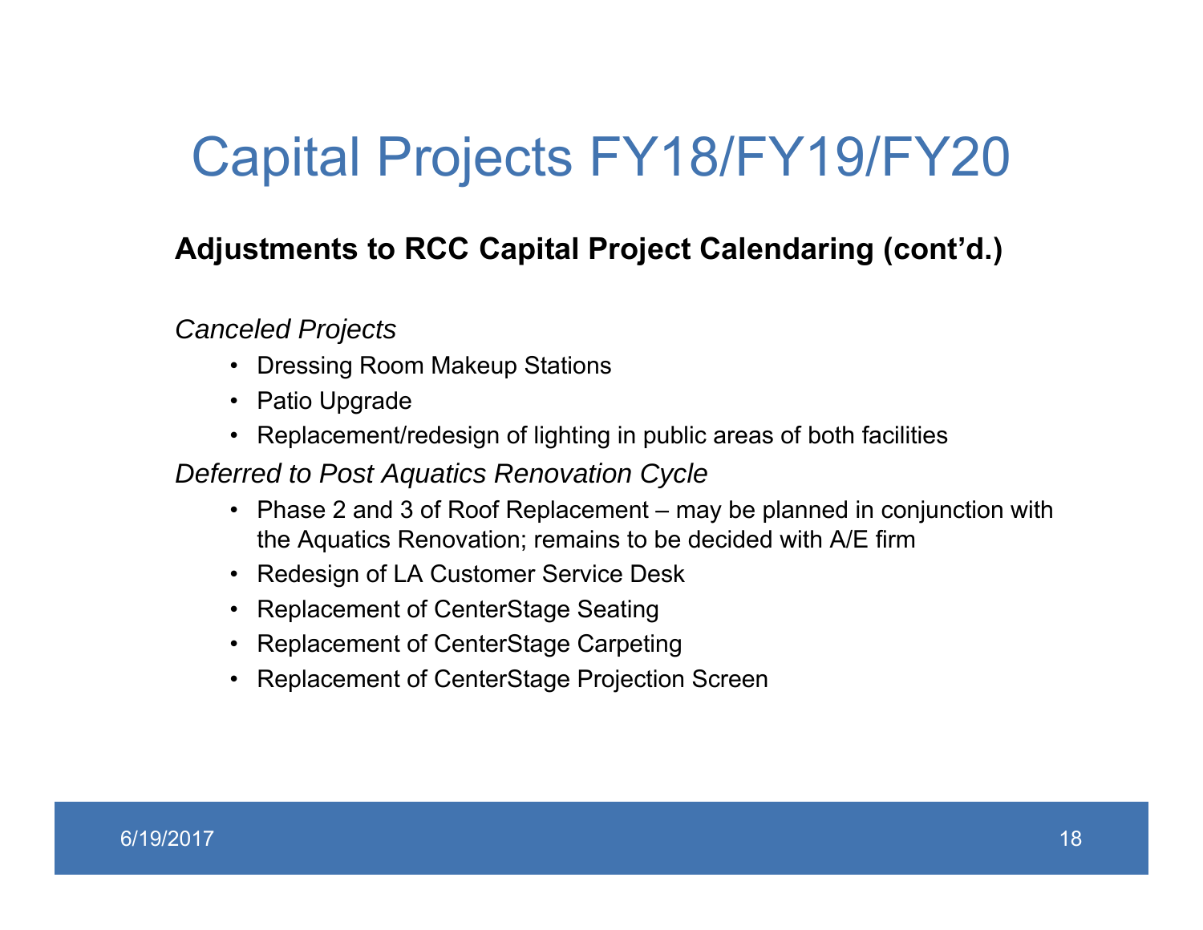# Capital Projects FY18/FY19/FY20

**Adjustments to RCC Capital Project Calendaring (cont'd.)**

*Canceled Projects*

- Dressing Room Makeup Stations
- Patio Upgrade
- Replacement/redesign of lighting in public areas of both facilities

*Deferred to Post Aquatics Renovation Cycle*

- Phase 2 and 3 of Roof Replacement – may be planned in conjunction with the Aquatics Renovation; remains to be decided with A/E firm
- Redesign of LA Customer Service Desk
- Replacement of CenterStage Seating
- Replacement of CenterStage Carpeting
- Replacement of CenterStage Projection Screen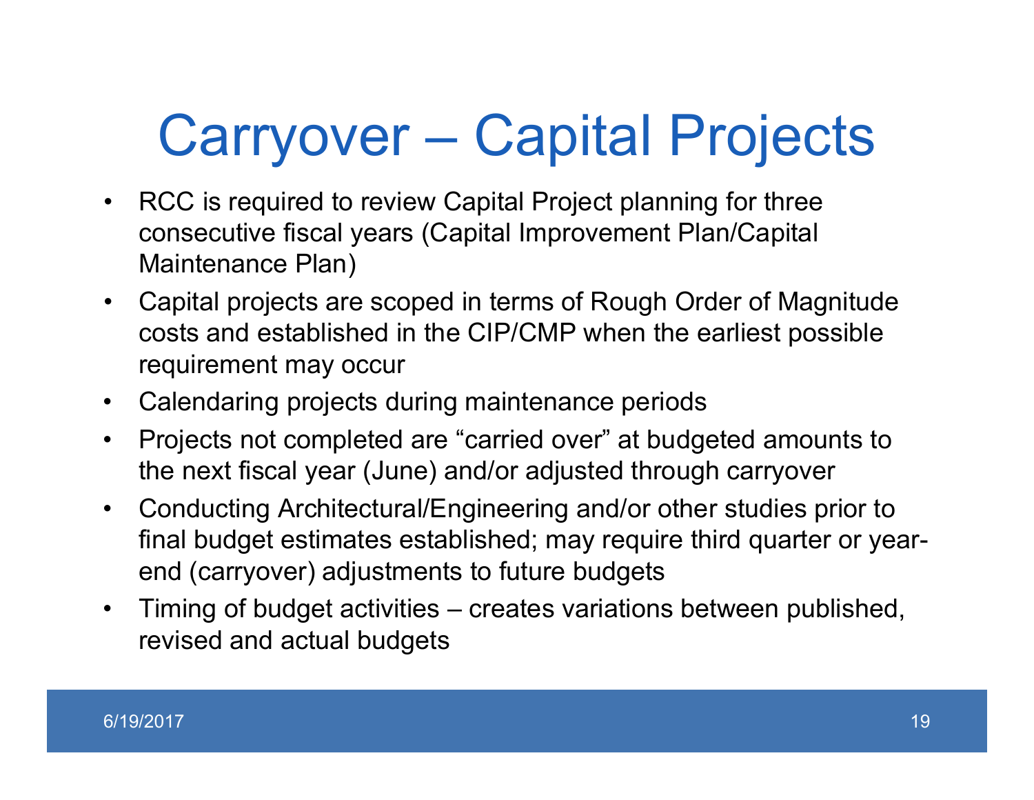# Carryover – Capital Projects

- RCC is required to review Capital Project planning for three consecutive fiscal years (Capital Improvement Plan/Capital Maintenance Plan)
- Capital projects are scoped in terms of Rough Order of Magnitude costs and established in the CIP/CMP when the earliest possible requirement may occur
- Calendaring projects during maintenance periods
- Projects not completed are "carried over" at budgeted amounts to the next fiscal year (June) and/or adjusted through carryover
- Conducting Architectural/Engineering and/or other studies prior to final budget estimates established; may require third quarter or year-end (carryover) adjustments to future budgets
- Timing of budget activities – creates variations between published, revised and actual budgets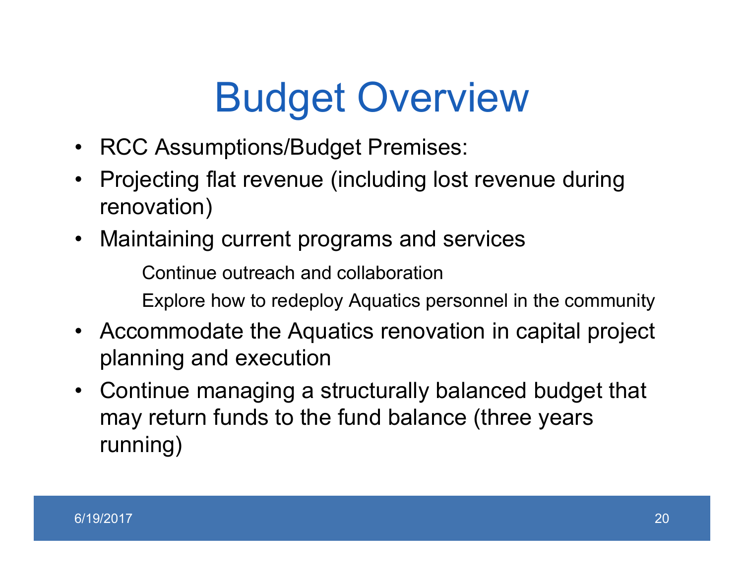# Budget Overview

- RCC Assumptions/Budget Premises:
- Projecting flat revenue (including lost revenue during renovation)
- Maintaining current programs and services
  - Continue outreach and collaboration
  - Explore how to redeploy Aquatics personnel in the community
- Accommodate the Aquatics renovation in capital project planning and execution
- Continue managing a structurally balanced budget that may return funds to the fund balance (three years running)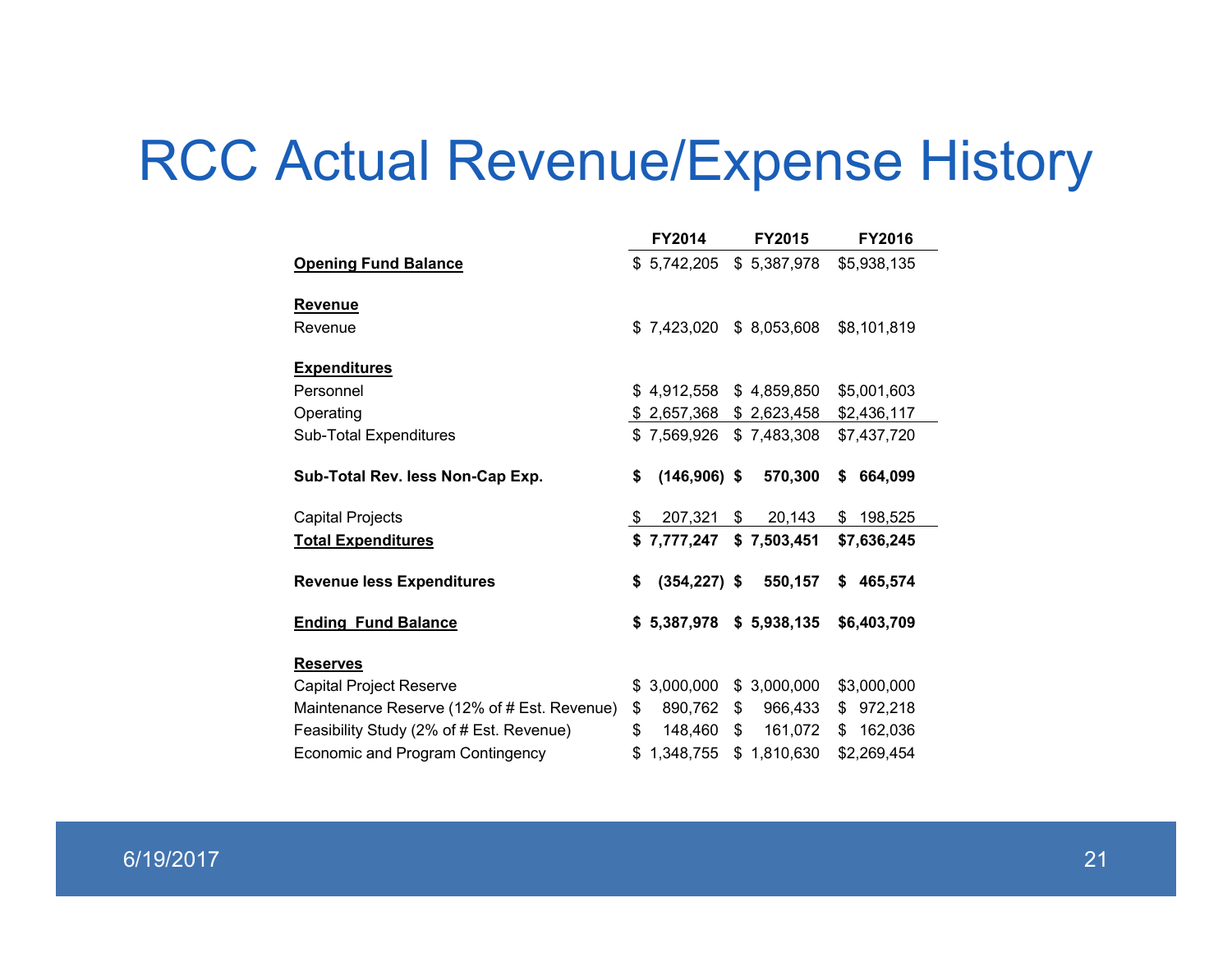# RCC Actual Revenue/Expense History

| | FY2014 | FY2015 | FY2016 |
|---|---|---|---|
| **Opening Fund Balance** | $ 5,742,205 | $ 5,387,978 | $5,938,135 |
| | | | |
| **Revenue** | | | |
| Revenue | $ 7,423,020 | $ 8,053,608 | $8,101,819 |
| | | | |
| **Expenditures** | | | |
| Personnel | $ 4,912,558 | $ 4,859,850 | $5,001,603 |
| Operating | $ 2,657,368 | $ 2,623,458 | $2,436,117 |
| Sub-Total Expenditures | $ 7,569,926 | $ 7,483,308 | $7,437,720 |
| | | | |
| **Sub-Total Rev. less Non-Cap Exp.** | **$ (146,906)** | **$ 570,300** | **$ 664,099** |
| | | | |
| Capital Projects | $ 207,321 | $ 20,143 | $ 198,525 |
| **Total Expenditures** | **$ 7,777,247** | **$ 7,503,451** | **$7,636,245** |
| | | | |
| **Revenue less Expenditures** | **$ (354,227)** | **$ 550,157** | **$ 465,574** |
| | | | |
| **Ending Fund Balance** | **$ 5,387,978** | **$ 5,938,135** | **$6,403,709** |
| | | | |
| **Reserves** | | | |
| Capital Project Reserve | $ 3,000,000 | $ 3,000,000 | $3,000,000 |
| Maintenance Reserve (12% of # Est. Revenue) | $ 890,762 | $ 966,433 | $ 972,218 |
| Feasibility Study (2% of # Est. Revenue) | $ 148,460 | $ 161,072 | $ 162,036 |
| Economic and Program Contingency | $ 1,348,755 | $ 1,810,630 | $2,269,454 |

6/19/2017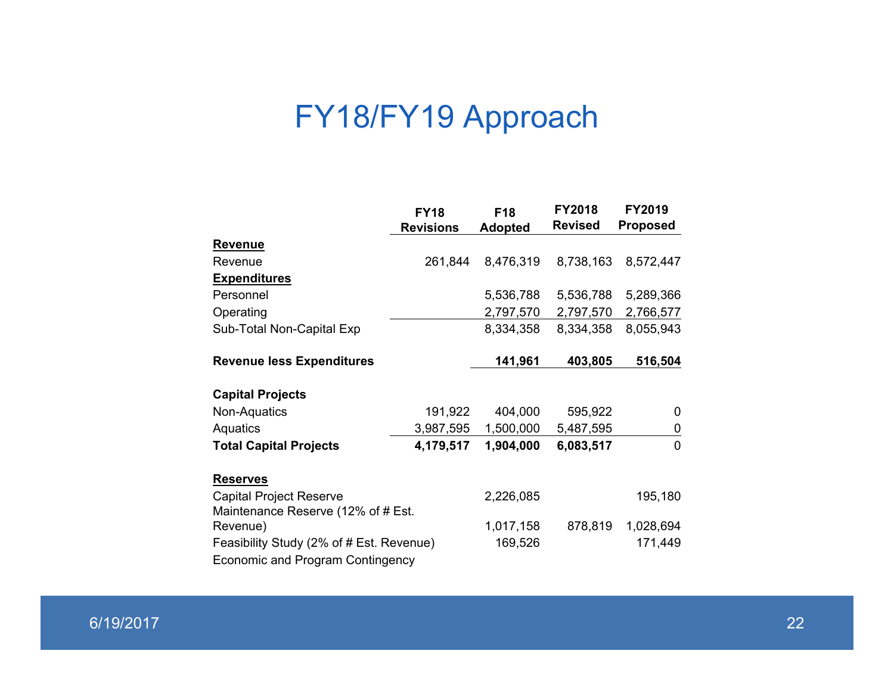# FY18/FY19 Approach

| | FY18 Revisions | F18 Adopted | FY2018 Revised | FY2019 Proposed |
|---|---|---|---|---|
| **Revenue** | | | | |
| Revenue | 261,844 | 8,476,319 | 8,738,163 | 8,572,447 |
| **Expenditures** | | | | |
| Personnel | | 5,536,788 | 5,536,788 | 5,289,366 |
| Operating | | 2,797,570 | 2,797,570 | 2,766,577 |
| Sub-Total Non-Capital Exp | | 8,334,358 | 8,334,358 | 8,055,943 |
| **Revenue less Expenditures** | | **141,961** | **403,805** | **516,504** |
| **Capital Projects** | | | | |
| Non-Aquatics | 191,922 | 404,000 | 595,922 | 0 |
| Aquatics | 3,987,595 | 1,500,000 | 5,487,595 | 0 |
| **Total Capital Projects** | **4,179,517** | **1,904,000** | **6,083,517** | 0 |
| **Reserves** | | | | |
| Capital Project Reserve | | 2,226,085 | | 195,180 |
| Maintenance Reserve (12% of # Est. Revenue) | | 1,017,158 | 878,819 | 1,028,694 |
| Feasibility Study (2% of # Est. Revenue) | | 169,526 | | 171,449 |
| Economic and Program Contingency | | | | |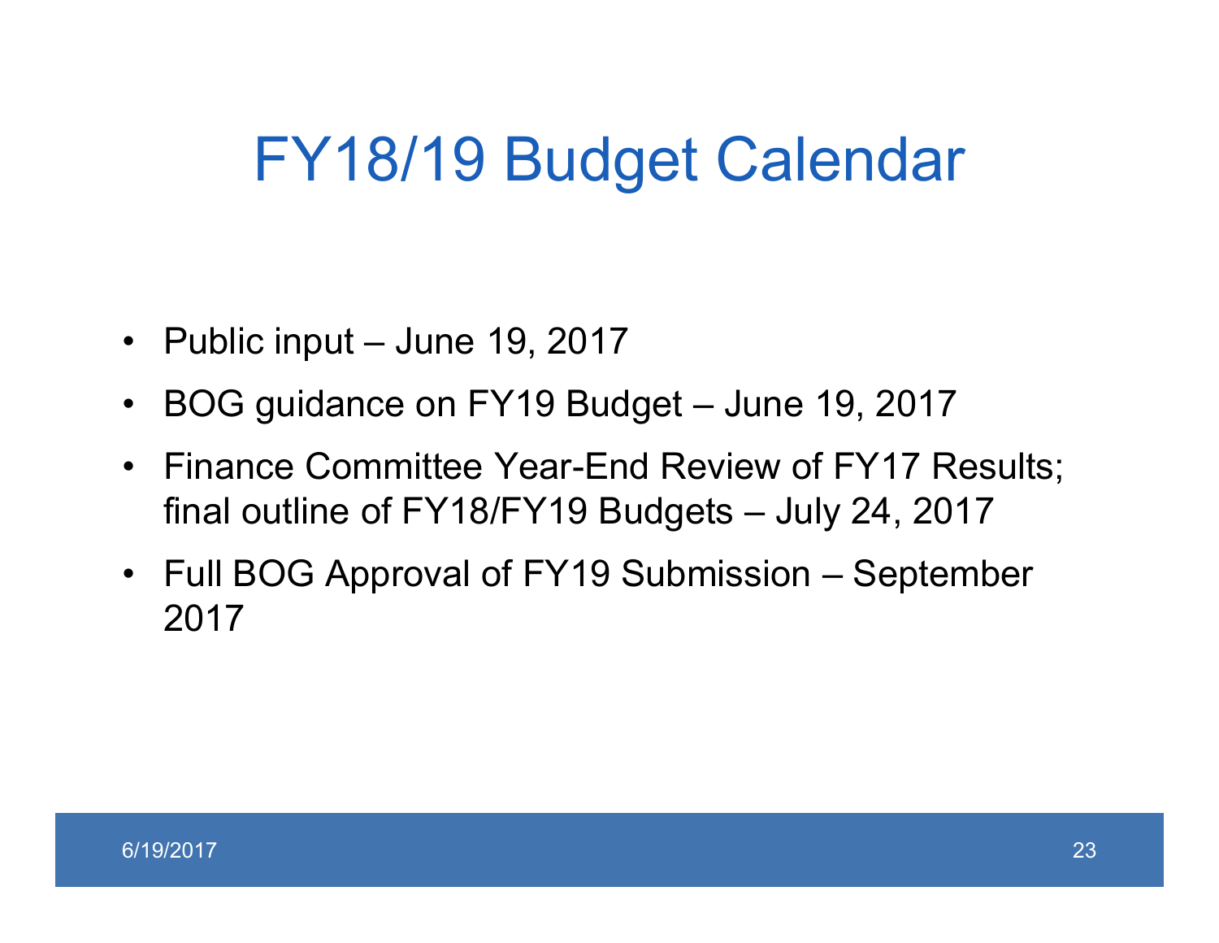# FY18/19 Budget Calendar

- Public input – June 19, 2017
- BOG guidance on FY19 Budget – June 19, 2017
- Finance Committee Year-End Review of FY17 Results; final outline of FY18/FY19 Budgets – July 24, 2017
- Full BOG Approval of FY19 Submission – September 2017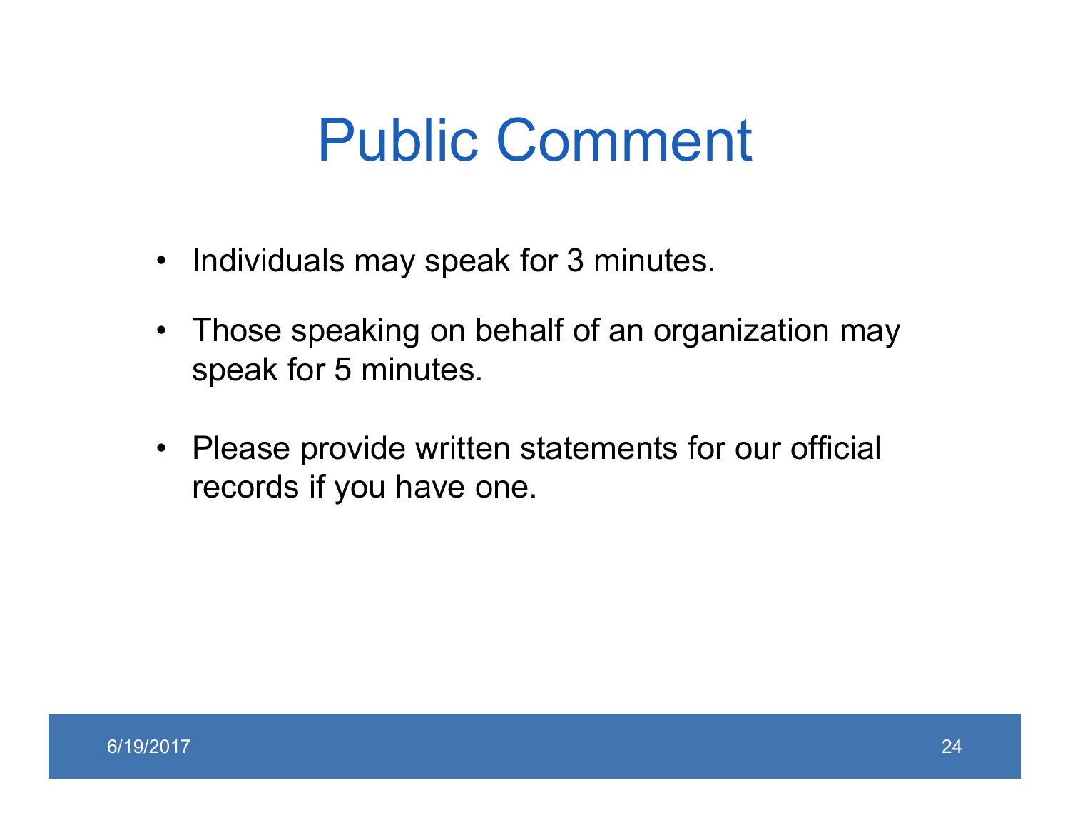# Public Comment

- Individuals may speak for 3 minutes.
- Those speaking on behalf of an organization may speak for 5 minutes.
- Please provide written statements for our official records if you have one.